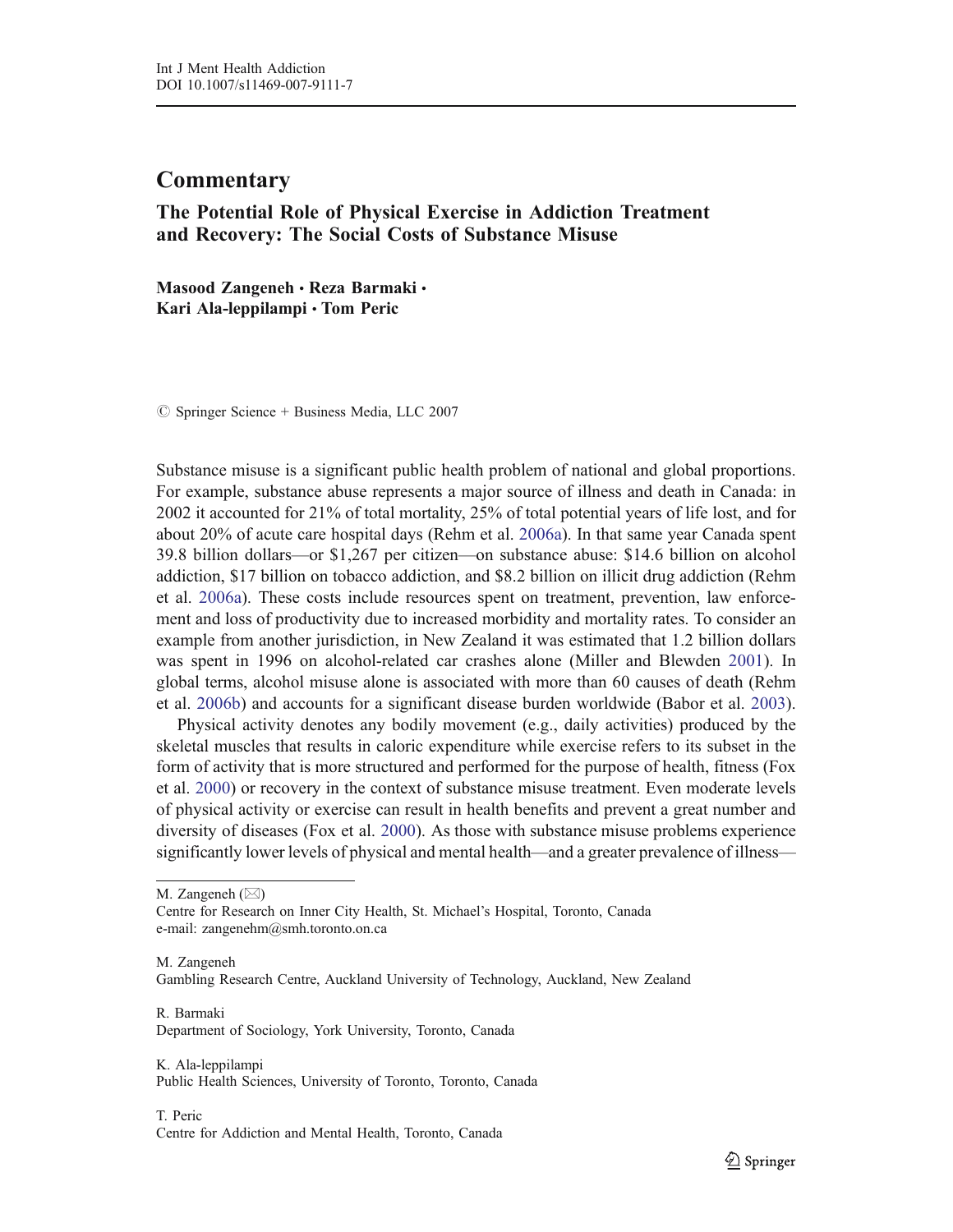# Commentary

## The Potential Role of Physical Exercise in Addiction Treatment and Recovery: The Social Costs of Substance Misuse

**Masood Zangeneh · Reza Barmaki · Kari Ala-leppilampi · Tom Peric**

© Springer Science + Business Media, LLC 2007

Substance misuse is a significant public health problem of national and global proportions. For example, substance abuse represents a major source of illness and death in Canada: in 2002 it accounted for 21% of total mortality, 25% of total potential years of life lost, and for about 20% of acute care hospital days (Rehm et al. 2006a). In that same year Canada spent 39.8 billion dollars—or $1,267 per citizen—on substance abuse: $14.6 billion on alcohol addiction, $17 billion on tobacco addiction, and $8.2 billion on illicit drug addiction (Rehm et al. 2006a). These costs include resources spent on treatment, prevention, law enforcement and loss of productivity due to increased morbidity and mortality rates. To consider an example from another jurisdiction, in New Zealand it was estimated that 1.2 billion dollars was spent in 1996 on alcohol-related car crashes alone (Miller and Blewden 2001). In global terms, alcohol misuse alone is associated with more than 60 causes of death (Rehm et al. 2006b) and accounts for a significant disease burden worldwide (Babor et al. 2003).

Physical activity denotes any bodily movement (e.g., daily activities) produced by the skeletal muscles that results in caloric expenditure while exercise refers to its subset in the form of activity that is more structured and performed for the purpose of health, fitness (Fox et al. 2000) or recovery in the context of substance misuse treatment. Even moderate levels of physical activity or exercise can result in health benefits and prevent a great number and diversity of diseases (Fox et al. 2000). As those with substance misuse problems experience significantly lower levels of physical and mental health—and a greater prevalence of illness—

---

M. Zangeneh (✉)
Centre for Research on Inner City Health, St. Michael's Hospital, Toronto, Canada
e-mail: zangenehm@smh.toronto.on.ca

M. Zangeneh
Gambling Research Centre, Auckland University of Technology, Auckland, New Zealand

R. Barmaki
Department of Sociology, York University, Toronto, Canada

K. Ala-leppilampi
Public Health Sciences, University of Toronto, Toronto, Canada

T. Peric
Centre for Addiction and Mental Health, Toronto, Canada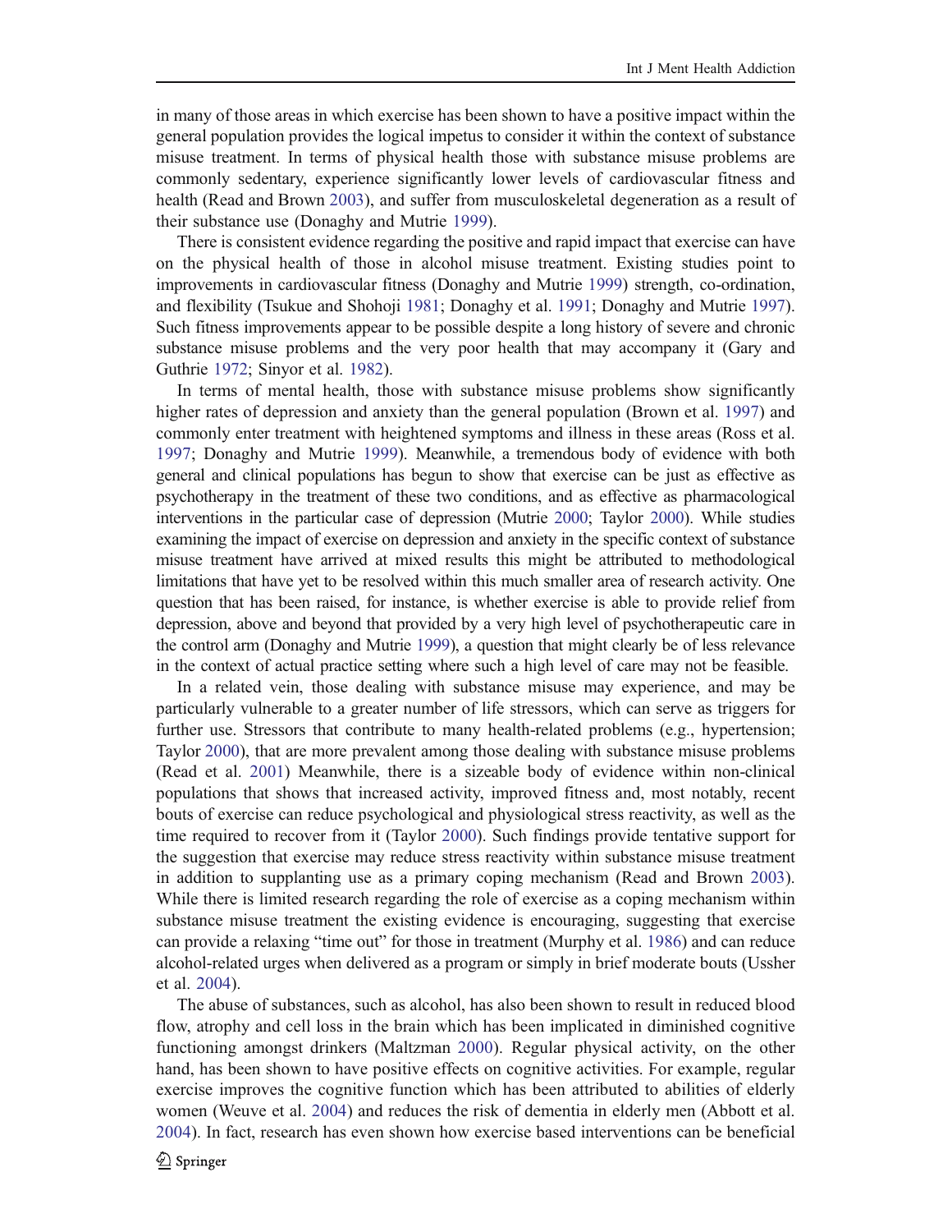in many of those areas in which exercise has been shown to have a positive impact within the general population provides the logical impetus to consider it within the context of substance misuse treatment. In terms of physical health those with substance misuse problems are commonly sedentary, experience significantly lower levels of cardiovascular fitness and health (Read and Brown 2003), and suffer from musculoskeletal degeneration as a result of their substance use (Donaghy and Mutrie 1999).

There is consistent evidence regarding the positive and rapid impact that exercise can have on the physical health of those in alcohol misuse treatment. Existing studies point to improvements in cardiovascular fitness (Donaghy and Mutrie 1999) strength, co-ordination, and flexibility (Tsukue and Shohoji 1981; Donaghy et al. 1991; Donaghy and Mutrie 1997). Such fitness improvements appear to be possible despite a long history of severe and chronic substance misuse problems and the very poor health that may accompany it (Gary and Guthrie 1972; Sinyor et al. 1982).

In terms of mental health, those with substance misuse problems show significantly higher rates of depression and anxiety than the general population (Brown et al. 1997) and commonly enter treatment with heightened symptoms and illness in these areas (Ross et al. 1997; Donaghy and Mutrie 1999). Meanwhile, a tremendous body of evidence with both general and clinical populations has begun to show that exercise can be just as effective as psychotherapy in the treatment of these two conditions, and as effective as pharmacological interventions in the particular case of depression (Mutrie 2000; Taylor 2000). While studies examining the impact of exercise on depression and anxiety in the specific context of substance misuse treatment have arrived at mixed results this might be attributed to methodological limitations that have yet to be resolved within this much smaller area of research activity. One question that has been raised, for instance, is whether exercise is able to provide relief from depression, above and beyond that provided by a very high level of psychotherapeutic care in the control arm (Donaghy and Mutrie 1999), a question that might clearly be of less relevance in the context of actual practice setting where such a high level of care may not be feasible.

In a related vein, those dealing with substance misuse may experience, and may be particularly vulnerable to a greater number of life stressors, which can serve as triggers for further use. Stressors that contribute to many health-related problems (e.g., hypertension; Taylor 2000), that are more prevalent among those dealing with substance misuse problems (Read et al. 2001) Meanwhile, there is a sizeable body of evidence within non-clinical populations that shows that increased activity, improved fitness and, most notably, recent bouts of exercise can reduce psychological and physiological stress reactivity, as well as the time required to recover from it (Taylor 2000). Such findings provide tentative support for the suggestion that exercise may reduce stress reactivity within substance misuse treatment in addition to supplanting use as a primary coping mechanism (Read and Brown 2003). While there is limited research regarding the role of exercise as a coping mechanism within substance misuse treatment the existing evidence is encouraging, suggesting that exercise can provide a relaxing "time out" for those in treatment (Murphy et al. 1986) and can reduce alcohol-related urges when delivered as a program or simply in brief moderate bouts (Ussher et al. 2004).

The abuse of substances, such as alcohol, has also been shown to result in reduced blood flow, atrophy and cell loss in the brain which has been implicated in diminished cognitive functioning amongst drinkers (Maltzman 2000). Regular physical activity, on the other hand, has been shown to have positive effects on cognitive activities. For example, regular exercise improves the cognitive function which has been attributed to abilities of elderly women (Weuve et al. 2004) and reduces the risk of dementia in elderly men (Abbott et al. 2004). In fact, research has even shown how exercise based interventions can be beneficial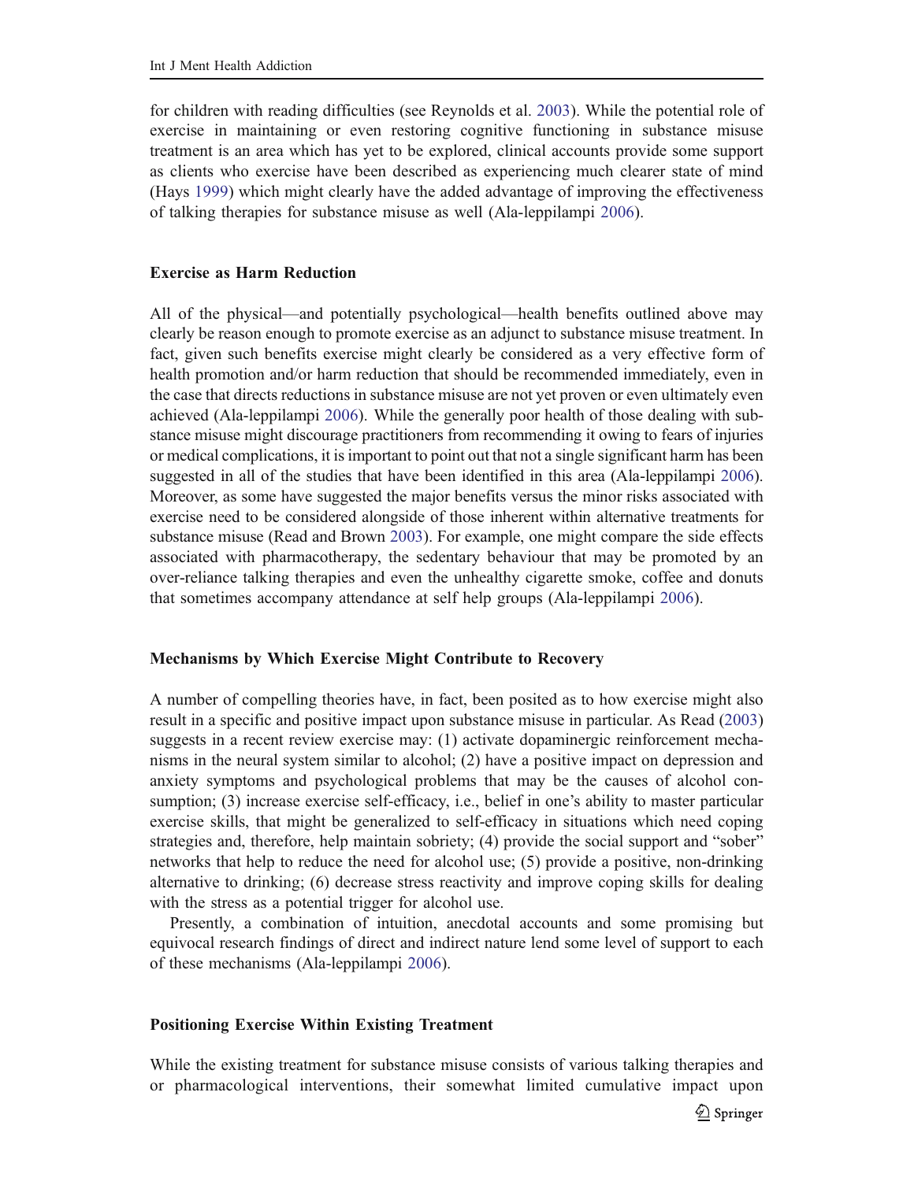for children with reading difficulties (see Reynolds et al. 2003). While the potential role of exercise in maintaining or even restoring cognitive functioning in substance misuse treatment is an area which has yet to be explored, clinical accounts provide some support as clients who exercise have been described as experiencing much clearer state of mind (Hays 1999) which might clearly have the added advantage of improving the effectiveness of talking therapies for substance misuse as well (Ala-leppilampi 2006).

## Exercise as Harm Reduction

All of the physical—and potentially psychological—health benefits outlined above may clearly be reason enough to promote exercise as an adjunct to substance misuse treatment. In fact, given such benefits exercise might clearly be considered as a very effective form of health promotion and/or harm reduction that should be recommended immediately, even in the case that directs reductions in substance misuse are not yet proven or even ultimately even achieved (Ala-leppilampi 2006). While the generally poor health of those dealing with substance misuse might discourage practitioners from recommending it owing to fears of injuries or medical complications, it is important to point out that not a single significant harm has been suggested in all of the studies that have been identified in this area (Ala-leppilampi 2006). Moreover, as some have suggested the major benefits versus the minor risks associated with exercise need to be considered alongside of those inherent within alternative treatments for substance misuse (Read and Brown 2003). For example, one might compare the side effects associated with pharmacotherapy, the sedentary behaviour that may be promoted by an over-reliance talking therapies and even the unhealthy cigarette smoke, coffee and donuts that sometimes accompany attendance at self help groups (Ala-leppilampi 2006).

## Mechanisms by Which Exercise Might Contribute to Recovery

A number of compelling theories have, in fact, been posited as to how exercise might also result in a specific and positive impact upon substance misuse in particular. As Read (2003) suggests in a recent review exercise may: (1) activate dopaminergic reinforcement mechanisms in the neural system similar to alcohol; (2) have a positive impact on depression and anxiety symptoms and psychological problems that may be the causes of alcohol consumption; (3) increase exercise self-efficacy, i.e., belief in one's ability to master particular exercise skills, that might be generalized to self-efficacy in situations which need coping strategies and, therefore, help maintain sobriety; (4) provide the social support and "sober" networks that help to reduce the need for alcohol use; (5) provide a positive, non-drinking alternative to drinking; (6) decrease stress reactivity and improve coping skills for dealing with the stress as a potential trigger for alcohol use.

Presently, a combination of intuition, anecdotal accounts and some promising but equivocal research findings of direct and indirect nature lend some level of support to each of these mechanisms (Ala-leppilampi 2006).

## Positioning Exercise Within Existing Treatment

While the existing treatment for substance misuse consists of various talking therapies and or pharmacological interventions, their somewhat limited cumulative impact upon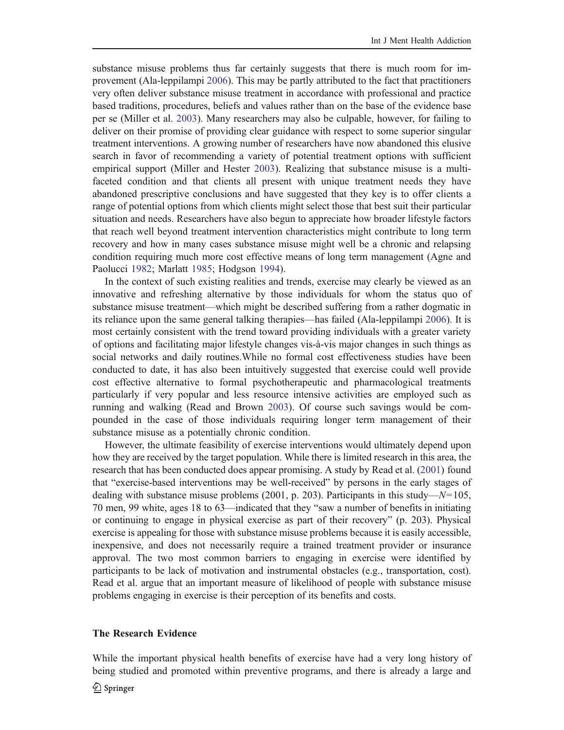substance misuse problems thus far certainly suggests that there is much room for improvement (Ala-leppilampi 2006). This may be partly attributed to the fact that practitioners very often deliver substance misuse treatment in accordance with professional and practice based traditions, procedures, beliefs and values rather than on the base of the evidence base per se (Miller et al. 2003). Many researchers may also be culpable, however, for failing to deliver on their promise of providing clear guidance with respect to some superior singular treatment interventions. A growing number of researchers have now abandoned this elusive search in favor of recommending a variety of potential treatment options with sufficient empirical support (Miller and Hester 2003). Realizing that substance misuse is a multi-faceted condition and that clients all present with unique treatment needs they have abandoned prescriptive conclusions and have suggested that they key is to offer clients a range of potential options from which clients might select those that best suit their particular situation and needs. Researchers have also begun to appreciate how broader lifestyle factors that reach well beyond treatment intervention characteristics might contribute to long term recovery and how in many cases substance misuse might well be a chronic and relapsing condition requiring much more cost effective means of long term management (Agne and Paolucci 1982; Marlatt 1985; Hodgson 1994).

In the context of such existing realities and trends, exercise may clearly be viewed as an innovative and refreshing alternative by those individuals for whom the status quo of substance misuse treatment—which might be described suffering from a rather dogmatic in its reliance upon the same general talking therapies—has failed (Ala-leppilampi 2006). It is most certainly consistent with the trend toward providing individuals with a greater variety of options and facilitating major lifestyle changes vis-à-vis major changes in such things as social networks and daily routines.While no formal cost effectiveness studies have been conducted to date, it has also been intuitively suggested that exercise could well provide cost effective alternative to formal psychotherapeutic and pharmacological treatments particularly if very popular and less resource intensive activities are employed such as running and walking (Read and Brown 2003). Of course such savings would be compounded in the case of those individuals requiring longer term management of their substance misuse as a potentially chronic condition.

However, the ultimate feasibility of exercise interventions would ultimately depend upon how they are received by the target population. While there is limited research in this area, the research that has been conducted does appear promising. A study by Read et al. (2001) found that "exercise-based interventions may be well-received" by persons in the early stages of dealing with substance misuse problems (2001, p. 203). Participants in this study—$N=105$, 70 men, 99 white, ages 18 to 63—indicated that they "saw a number of benefits in initiating or continuing to engage in physical exercise as part of their recovery" (p. 203). Physical exercise is appealing for those with substance misuse problems because it is easily accessible, inexpensive, and does not necessarily require a trained treatment provider or insurance approval. The two most common barriers to engaging in exercise were identified by participants to be lack of motivation and instrumental obstacles (e.g., transportation, cost). Read et al. argue that an important measure of likelihood of people with substance misuse problems engaging in exercise is their perception of its benefits and costs.

## The Research Evidence

While the important physical health benefits of exercise have had a very long history of being studied and promoted within preventive programs, and there is already a large and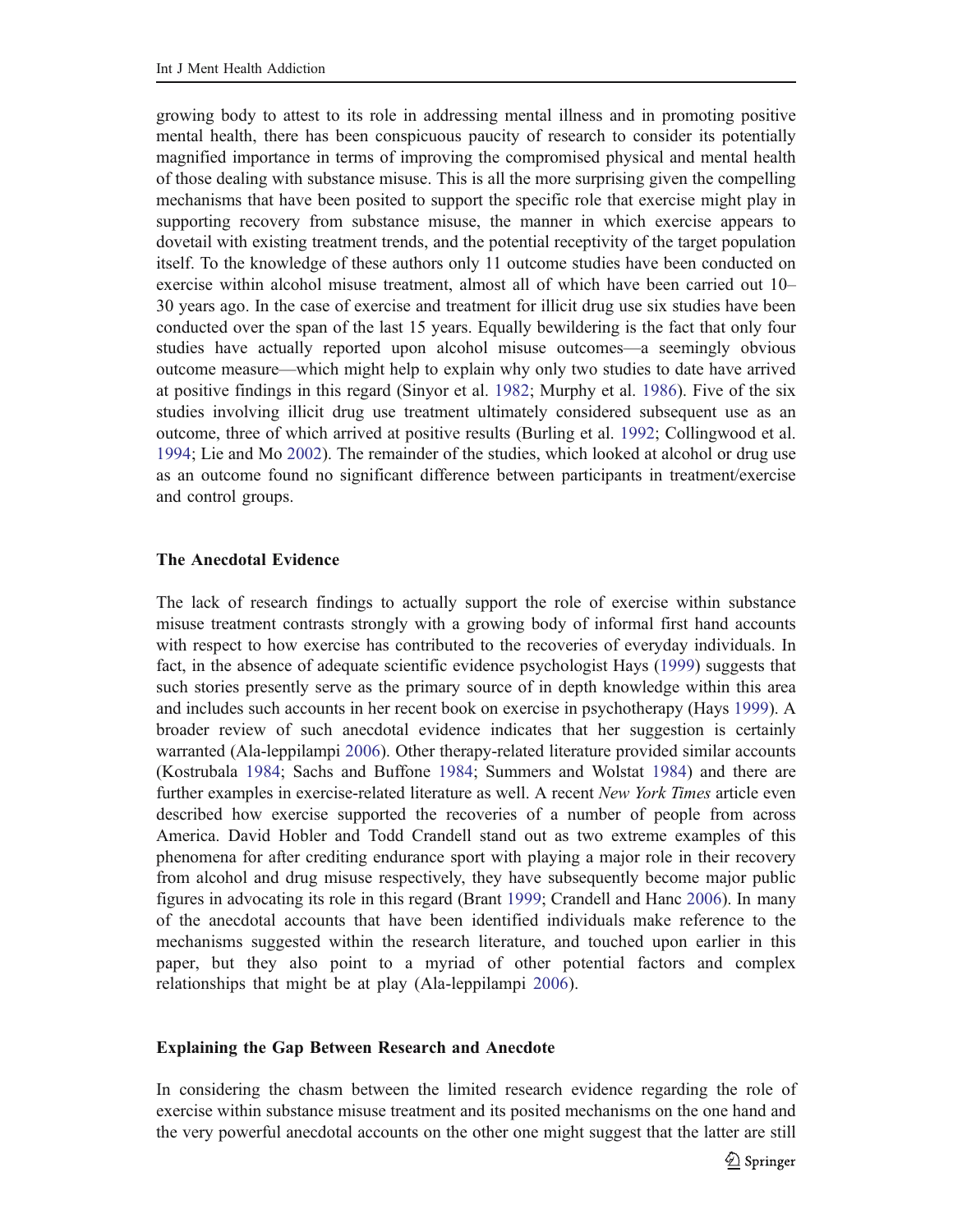growing body to attest to its role in addressing mental illness and in promoting positive mental health, there has been conspicuous paucity of research to consider its potentially magnified importance in terms of improving the compromised physical and mental health of those dealing with substance misuse. This is all the more surprising given the compelling mechanisms that have been posited to support the specific role that exercise might play in supporting recovery from substance misuse, the manner in which exercise appears to dovetail with existing treatment trends, and the potential receptivity of the target population itself. To the knowledge of these authors only 11 outcome studies have been conducted on exercise within alcohol misuse treatment, almost all of which have been carried out 10–30 years ago. In the case of exercise and treatment for illicit drug use six studies have been conducted over the span of the last 15 years. Equally bewildering is the fact that only four studies have actually reported upon alcohol misuse outcomes—a seemingly obvious outcome measure—which might help to explain why only two studies to date have arrived at positive findings in this regard (Sinyor et al. 1982; Murphy et al. 1986). Five of the six studies involving illicit drug use treatment ultimately considered subsequent use as an outcome, three of which arrived at positive results (Burling et al. 1992; Collingwood et al. 1994; Lie and Mo 2002). The remainder of the studies, which looked at alcohol or drug use as an outcome found no significant difference between participants in treatment/exercise and control groups.

## The Anecdotal Evidence

The lack of research findings to actually support the role of exercise within substance misuse treatment contrasts strongly with a growing body of informal first hand accounts with respect to how exercise has contributed to the recoveries of everyday individuals. In fact, in the absence of adequate scientific evidence psychologist Hays (1999) suggests that such stories presently serve as the primary source of in depth knowledge within this area and includes such accounts in her recent book on exercise in psychotherapy (Hays 1999). A broader review of such anecdotal evidence indicates that her suggestion is certainly warranted (Ala-leppilampi 2006). Other therapy-related literature provided similar accounts (Kostrubala 1984; Sachs and Buffone 1984; Summers and Wolstat 1984) and there are further examples in exercise-related literature as well. A recent *New York Times* article even described how exercise supported the recoveries of a number of people from across America. David Hobler and Todd Crandell stand out as two extreme examples of this phenomena for after crediting endurance sport with playing a major role in their recovery from alcohol and drug misuse respectively, they have subsequently become major public figures in advocating its role in this regard (Brant 1999; Crandell and Hanc 2006). In many of the anecdotal accounts that have been identified individuals make reference to the mechanisms suggested within the research literature, and touched upon earlier in this paper, but they also point to a myriad of other potential factors and complex relationships that might be at play (Ala-leppilampi 2006).

## Explaining the Gap Between Research and Anecdote

In considering the chasm between the limited research evidence regarding the role of exercise within substance misuse treatment and its posited mechanisms on the one hand and the very powerful anecdotal accounts on the other one might suggest that the latter are still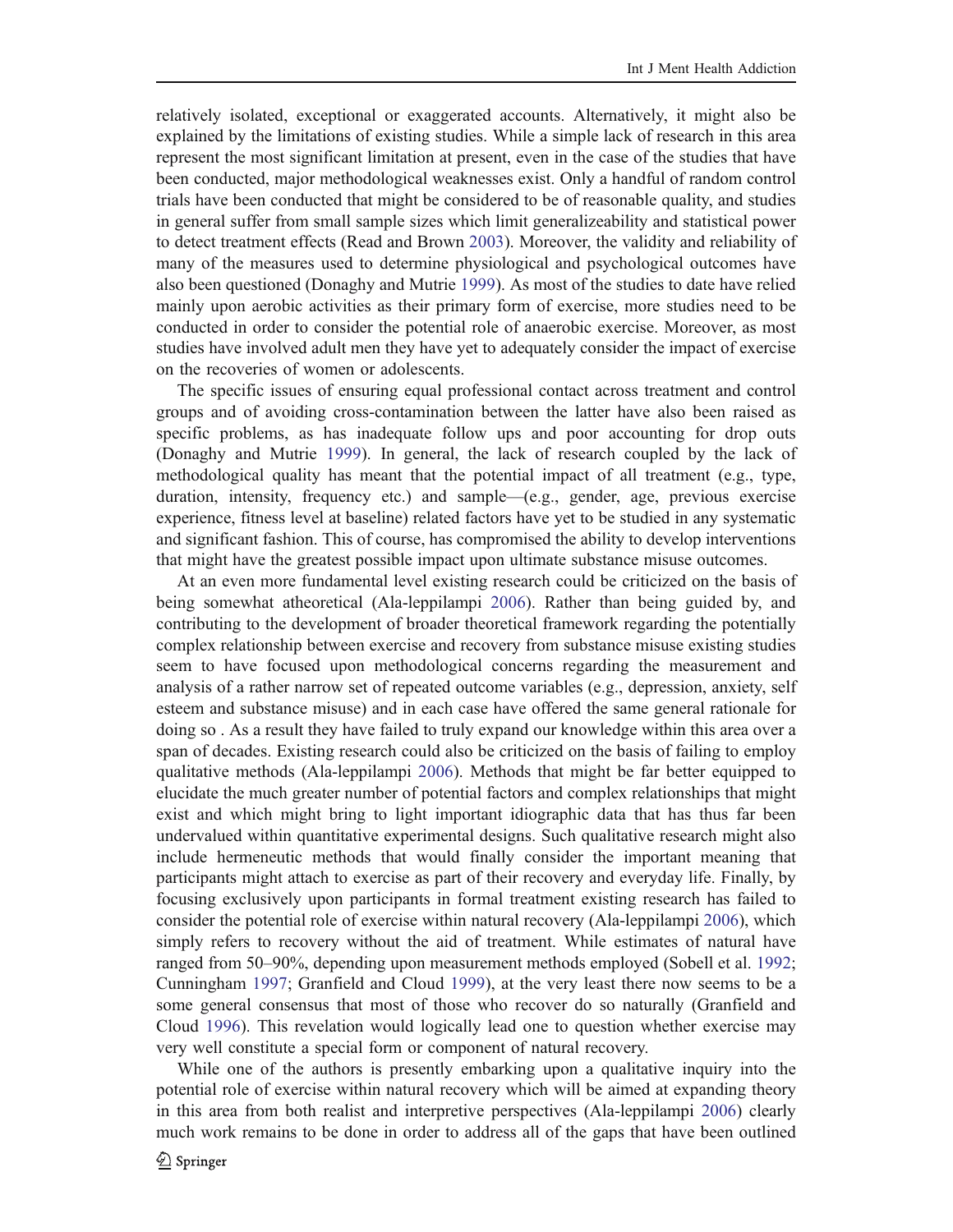relatively isolated, exceptional or exaggerated accounts. Alternatively, it might also be explained by the limitations of existing studies. While a simple lack of research in this area represent the most significant limitation at present, even in the case of the studies that have been conducted, major methodological weaknesses exist. Only a handful of random control trials have been conducted that might be considered to be of reasonable quality, and studies in general suffer from small sample sizes which limit generalizeability and statistical power to detect treatment effects (Read and Brown 2003). Moreover, the validity and reliability of many of the measures used to determine physiological and psychological outcomes have also been questioned (Donaghy and Mutrie 1999). As most of the studies to date have relied mainly upon aerobic activities as their primary form of exercise, more studies need to be conducted in order to consider the potential role of anaerobic exercise. Moreover, as most studies have involved adult men they have yet to adequately consider the impact of exercise on the recoveries of women or adolescents.

The specific issues of ensuring equal professional contact across treatment and control groups and of avoiding cross-contamination between the latter have also been raised as specific problems, as has inadequate follow ups and poor accounting for drop outs (Donaghy and Mutrie 1999). In general, the lack of research coupled by the lack of methodological quality has meant that the potential impact of all treatment (e.g., type, duration, intensity, frequency etc.) and sample—(e.g., gender, age, previous exercise experience, fitness level at baseline) related factors have yet to be studied in any systematic and significant fashion. This of course, has compromised the ability to develop interventions that might have the greatest possible impact upon ultimate substance misuse outcomes.

At an even more fundamental level existing research could be criticized on the basis of being somewhat atheoretical (Ala-leppilampi 2006). Rather than being guided by, and contributing to the development of broader theoretical framework regarding the potentially complex relationship between exercise and recovery from substance misuse existing studies seem to have focused upon methodological concerns regarding the measurement and analysis of a rather narrow set of repeated outcome variables (e.g., depression, anxiety, self esteem and substance misuse) and in each case have offered the same general rationale for doing so . As a result they have failed to truly expand our knowledge within this area over a span of decades. Existing research could also be criticized on the basis of failing to employ qualitative methods (Ala-leppilampi 2006). Methods that might be far better equipped to elucidate the much greater number of potential factors and complex relationships that might exist and which might bring to light important idiographic data that has thus far been undervalued within quantitative experimental designs. Such qualitative research might also include hermeneutic methods that would finally consider the important meaning that participants might attach to exercise as part of their recovery and everyday life. Finally, by focusing exclusively upon participants in formal treatment existing research has failed to consider the potential role of exercise within natural recovery (Ala-leppilampi 2006), which simply refers to recovery without the aid of treatment. While estimates of natural have ranged from 50–90%, depending upon measurement methods employed (Sobell et al. 1992; Cunningham 1997; Granfield and Cloud 1999), at the very least there now seems to be a some general consensus that most of those who recover do so naturally (Granfield and Cloud 1996). This revelation would logically lead one to question whether exercise may very well constitute a special form or component of natural recovery.

While one of the authors is presently embarking upon a qualitative inquiry into the potential role of exercise within natural recovery which will be aimed at expanding theory in this area from both realist and interpretive perspectives (Ala-leppilampi 2006) clearly much work remains to be done in order to address all of the gaps that have been outlined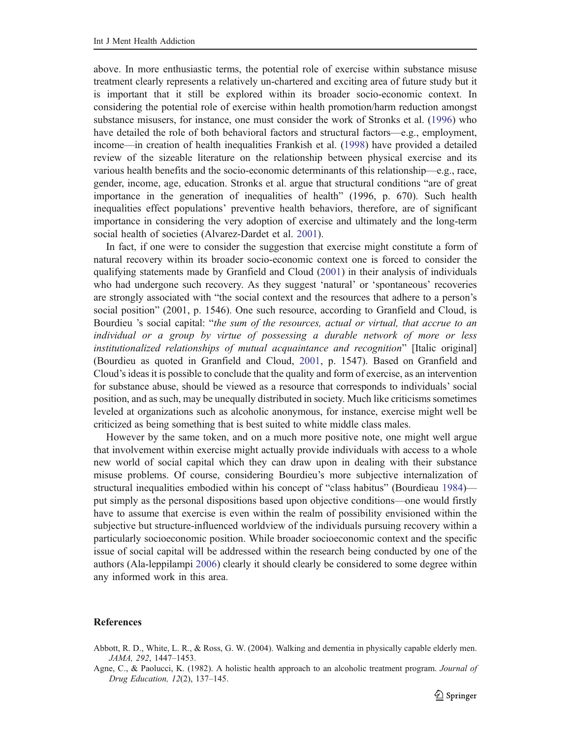above. In more enthusiastic terms, the potential role of exercise within substance misuse treatment clearly represents a relatively un-chartered and exciting area of future study but it is important that it still be explored within its broader socio-economic context. In considering the potential role of exercise within health promotion/harm reduction amongst substance misusers, for instance, one must consider the work of Stronks et al. (1996) who have detailed the role of both behavioral factors and structural factors—e.g., employment, income—in creation of health inequalities Frankish et al. (1998) have provided a detailed review of the sizeable literature on the relationship between physical exercise and its various health benefits and the socio-economic determinants of this relationship—e.g., race, gender, income, age, education. Stronks et al. argue that structural conditions "are of great importance in the generation of inequalities of health" (1996, p. 670). Such health inequalities effect populations' preventive health behaviors, therefore, are of significant importance in considering the very adoption of exercise and ultimately and the long-term social health of societies (Alvarez-Dardet et al. 2001).

In fact, if one were to consider the suggestion that exercise might constitute a form of natural recovery within its broader socio-economic context one is forced to consider the qualifying statements made by Granfield and Cloud (2001) in their analysis of individuals who had undergone such recovery. As they suggest 'natural' or 'spontaneous' recoveries are strongly associated with "the social context and the resources that adhere to a person's social position" (2001, p. 1546). One such resource, according to Granfield and Cloud, is Bourdieu 's social capital: "*the sum of the resources, actual or virtual, that accrue to an individual or a group by virtue of possessing a durable network of more or less institutionalized relationships of mutual acquaintance and recognition*" [Italic original] (Bourdieu as quoted in Granfield and Cloud, 2001, p. 1547). Based on Granfield and Cloud's ideas it is possible to conclude that the quality and form of exercise, as an intervention for substance abuse, should be viewed as a resource that corresponds to individuals' social position, and as such, may be unequally distributed in society. Much like criticisms sometimes leveled at organizations such as alcoholic anonymous, for instance, exercise might well be criticized as being something that is best suited to white middle class males.

However by the same token, and on a much more positive note, one might well argue that involvement within exercise might actually provide individuals with access to a whole new world of social capital which they can draw upon in dealing with their substance misuse problems. Of course, considering Bourdieu's more subjective internalization of structural inequalities embodied within his concept of "class habitus" (Bourdieau 1984)—put simply as the personal dispositions based upon objective conditions—one would firstly have to assume that exercise is even within the realm of possibility envisioned within the subjective but structure-influenced worldview of the individuals pursuing recovery within a particularly socioeconomic position. While broader socioeconomic context and the specific issue of social capital will be addressed within the research being conducted by one of the authors (Ala-leppilampi 2006) clearly it should clearly be considered to some degree within any informed work in this area.

## References

Abbott, R. D., White, L. R., & Ross, G. W. (2004). Walking and dementia in physically capable elderly men. *JAMA, 292*, 1447–1453.

Agne, C., & Paolucci, K. (1982). A holistic health approach to an alcoholic treatment program. *Journal of Drug Education, 12*(2), 137–145.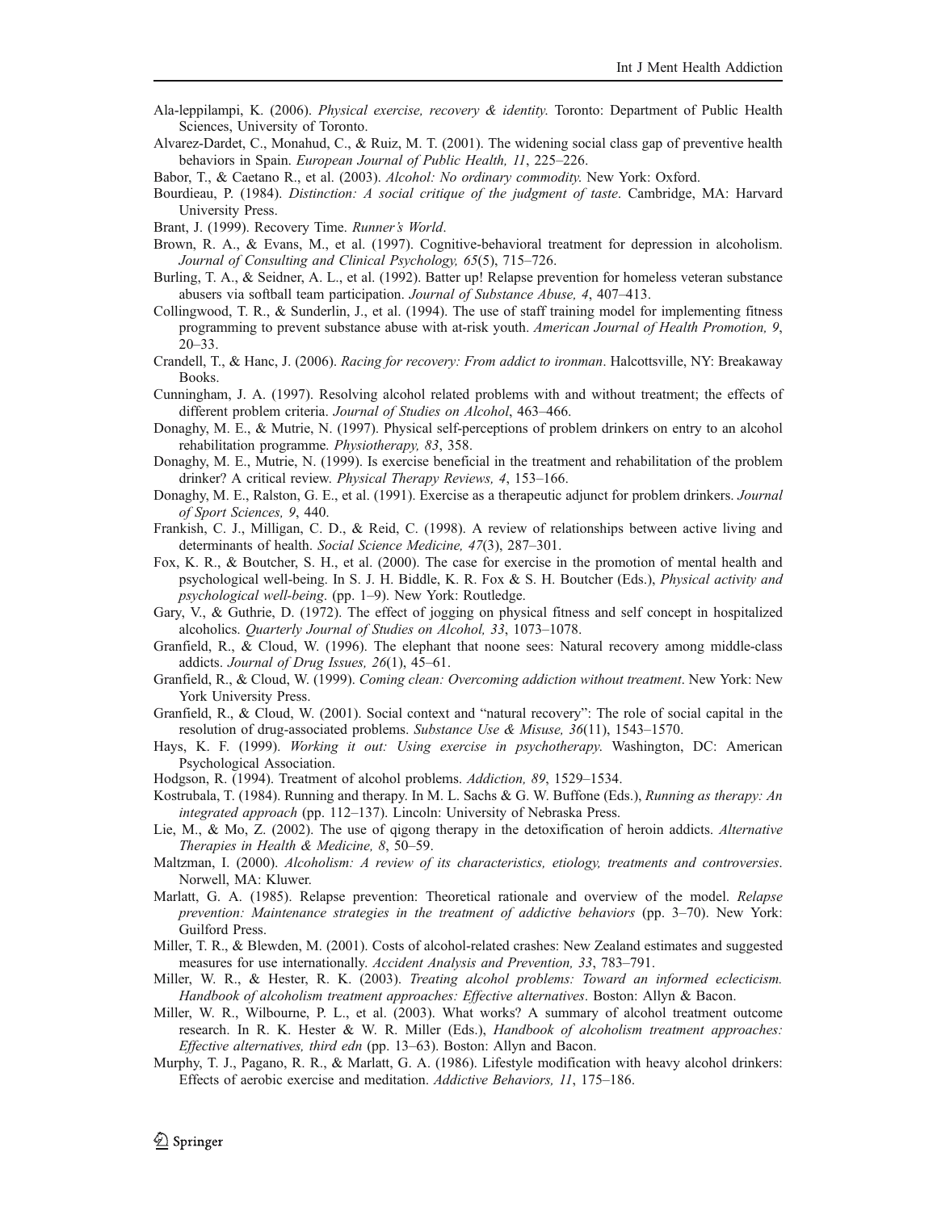Ala-leppilampi, K. (2006). *Physical exercise, recovery & identity*. Toronto: Department of Public Health Sciences, University of Toronto.

Alvarez-Dardet, C., Monahud, C., & Ruiz, M. T. (2001). The widening social class gap of preventive health behaviors in Spain. *European Journal of Public Health, 11*, 225–226.

Babor, T., & Caetano R., et al. (2003). *Alcohol: No ordinary commodity*. New York: Oxford.

Bourdieau, P. (1984). *Distinction: A social critique of the judgment of taste*. Cambridge, MA: Harvard University Press.

Brant, J. (1999). Recovery Time. *Runner's World*.

Brown, R. A., & Evans, M., et al. (1997). Cognitive-behavioral treatment for depression in alcoholism. *Journal of Consulting and Clinical Psychology, 65*(5), 715–726.

Burling, T. A., & Seidner, A. L., et al. (1992). Batter up! Relapse prevention for homeless veteran substance abusers via softball team participation. *Journal of Substance Abuse, 4*, 407–413.

Collingwood, T. R., & Sunderlin, J., et al. (1994). The use of staff training model for implementing fitness programming to prevent substance abuse with at-risk youth. *American Journal of Health Promotion, 9*, 20–33.

Crandell, T., & Hanc, J. (2006). *Racing for recovery: From addict to ironman*. Halcottsville, NY: Breakaway Books.

Cunningham, J. A. (1997). Resolving alcohol related problems with and without treatment; the effects of different problem criteria. *Journal of Studies on Alcohol*, 463–466.

Donaghy, M. E., & Mutrie, N. (1997). Physical self-perceptions of problem drinkers on entry to an alcohol rehabilitation programme. *Physiotherapy, 83*, 358.

Donaghy, M. E., Mutrie, N. (1999). Is exercise beneficial in the treatment and rehabilitation of the problem drinker? A critical review. *Physical Therapy Reviews, 4*, 153–166.

Donaghy, M. E., Ralston, G. E., et al. (1991). Exercise as a therapeutic adjunct for problem drinkers. *Journal of Sport Sciences, 9*, 440.

Frankish, C. J., Milligan, C. D., & Reid, C. (1998). A review of relationships between active living and determinants of health. *Social Science Medicine, 47*(3), 287–301.

Fox, K. R., & Boutcher, S. H., et al. (2000). The case for exercise in the promotion of mental health and psychological well-being. In S. J. H. Biddle, K. R. Fox & S. H. Boutcher (Eds.), *Physical activity and psychological well-being*. (pp. 1–9). New York: Routledge.

Gary, V., & Guthrie, D. (1972). The effect of jogging on physical fitness and self concept in hospitalized alcoholics. *Quarterly Journal of Studies on Alcohol, 33*, 1073–1078.

Granfield, R., & Cloud, W. (1996). The elephant that noone sees: Natural recovery among middle-class addicts. *Journal of Drug Issues, 26*(1), 45–61.

Granfield, R., & Cloud, W. (1999). *Coming clean: Overcoming addiction without treatment*. New York: New York University Press.

Granfield, R., & Cloud, W. (2001). Social context and "natural recovery": The role of social capital in the resolution of drug-associated problems. *Substance Use & Misuse, 36*(11), 1543–1570.

Hays, K. F. (1999). *Working it out: Using exercise in psychotherapy*. Washington, DC: American Psychological Association.

Hodgson, R. (1994). Treatment of alcohol problems. *Addiction, 89*, 1529–1534.

Kostrubala, T. (1984). Running and therapy. In M. L. Sachs & G. W. Buffone (Eds.), *Running as therapy: An integrated approach* (pp. 112–137). Lincoln: University of Nebraska Press.

Lie, M., & Mo, Z. (2002). The use of qigong therapy in the detoxification of heroin addicts. *Alternative Therapies in Health & Medicine, 8*, 50–59.

Maltzman, I. (2000). *Alcoholism: A review of its characteristics, etiology, treatments and controversies*. Norwell, MA: Kluwer.

Marlatt, G. A. (1985). Relapse prevention: Theoretical rationale and overview of the model. *Relapse prevention: Maintenance strategies in the treatment of addictive behaviors* (pp. 3–70). New York: Guilford Press.

Miller, T. R., & Blewden, M. (2001). Costs of alcohol-related crashes: New Zealand estimates and suggested measures for use internationally. *Accident Analysis and Prevention, 33*, 783–791.

Miller, W. R., & Hester, R. K. (2003). *Treating alcohol problems: Toward an informed eclecticism. Handbook of alcoholism treatment approaches: Effective alternatives*. Boston: Allyn & Bacon.

Miller, W. R., Wilbourne, P. L., et al. (2003). What works? A summary of alcohol treatment outcome research. In R. K. Hester & W. R. Miller (Eds.), *Handbook of alcoholism treatment approaches: Effective alternatives, third edn* (pp. 13–63). Boston: Allyn and Bacon.

Murphy, T. J., Pagano, R. R., & Marlatt, G. A. (1986). Lifestyle modification with heavy alcohol drinkers: Effects of aerobic exercise and meditation. *Addictive Behaviors, 11*, 175–186.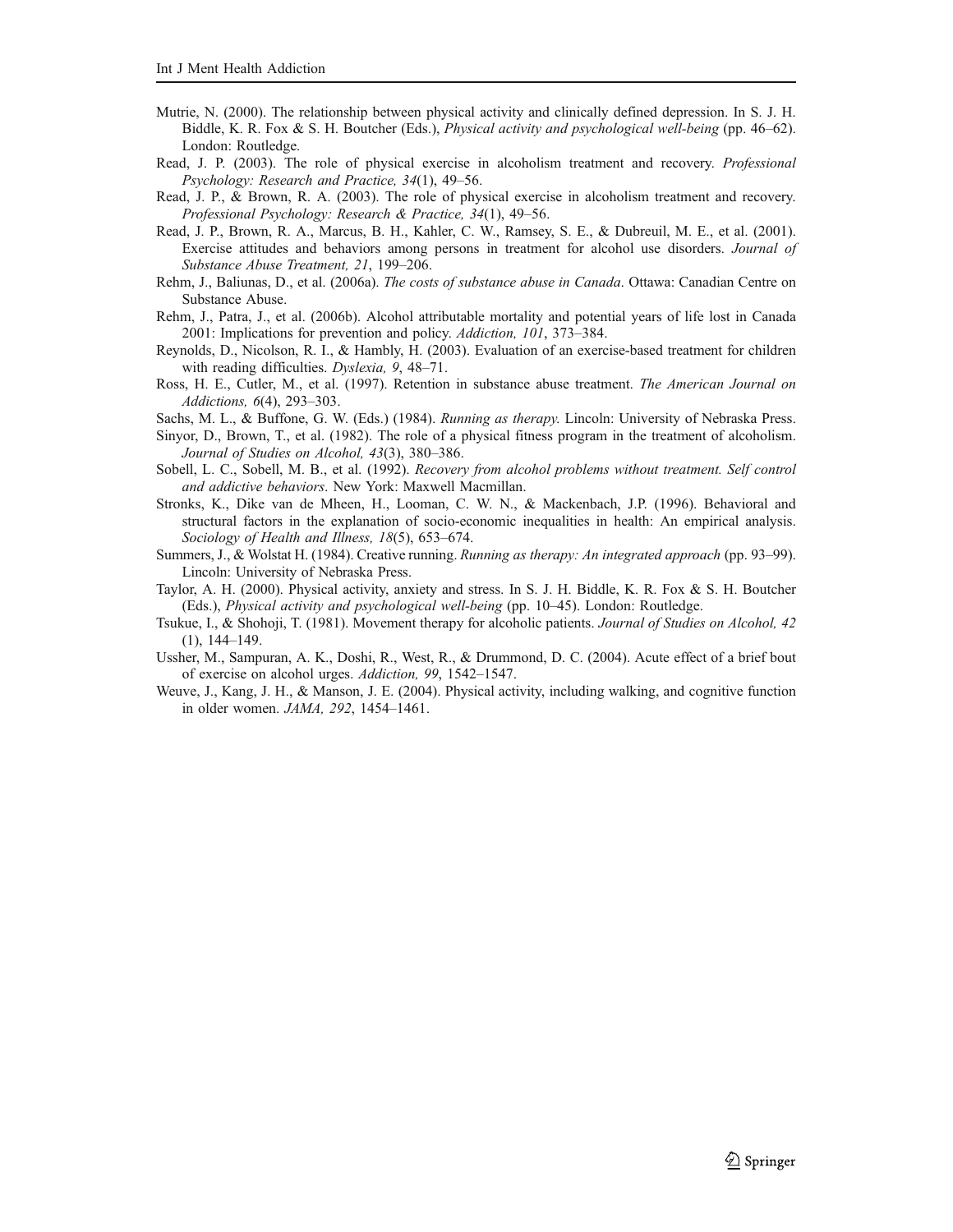Mutrie, N. (2000). The relationship between physical activity and clinically defined depression. In S. J. H. Biddle, K. R. Fox & S. H. Boutcher (Eds.), *Physical activity and psychological well-being* (pp. 46–62). London: Routledge.

Read, J. P. (2003). The role of physical exercise in alcoholism treatment and recovery. *Professional Psychology: Research and Practice, 34*(1), 49–56.

Read, J. P., & Brown, R. A. (2003). The role of physical exercise in alcoholism treatment and recovery. *Professional Psychology: Research & Practice, 34*(1), 49–56.

Read, J. P., Brown, R. A., Marcus, B. H., Kahler, C. W., Ramsey, S. E., & Dubreuil, M. E., et al. (2001). Exercise attitudes and behaviors among persons in treatment for alcohol use disorders. *Journal of Substance Abuse Treatment, 21*, 199–206.

Rehm, J., Baliunas, D., et al. (2006a). *The costs of substance abuse in Canada*. Ottawa: Canadian Centre on Substance Abuse.

Rehm, J., Patra, J., et al. (2006b). Alcohol attributable mortality and potential years of life lost in Canada 2001: Implications for prevention and policy. *Addiction, 101*, 373–384.

Reynolds, D., Nicolson, R. I., & Hambly, H. (2003). Evaluation of an exercise-based treatment for children with reading difficulties. *Dyslexia, 9*, 48–71.

Ross, H. E., Cutler, M., et al. (1997). Retention in substance abuse treatment. *The American Journal on Addictions, 6*(4), 293–303.

Sachs, M. L., & Buffone, G. W. (Eds.) (1984). *Running as therapy.* Lincoln: University of Nebraska Press.

Sinyor, D., Brown, T., et al. (1982). The role of a physical fitness program in the treatment of alcoholism. *Journal of Studies on Alcohol, 43*(3), 380–386.

Sobell, L. C., Sobell, M. B., et al. (1992). *Recovery from alcohol problems without treatment. Self control and addictive behaviors*. New York: Maxwell Macmillan.

Stronks, K., Dike van de Mheen, H., Looman, C. W. N., & Mackenbach, J.P. (1996). Behavioral and structural factors in the explanation of socio-economic inequalities in health: An empirical analysis. *Sociology of Health and Illness, 18*(5), 653–674.

Summers, J., & Wolstat H. (1984). Creative running. *Running as therapy: An integrated approach* (pp. 93–99). Lincoln: University of Nebraska Press.

Taylor, A. H. (2000). Physical activity, anxiety and stress. In S. J. H. Biddle, K. R. Fox & S. H. Boutcher (Eds.), *Physical activity and psychological well-being* (pp. 10–45). London: Routledge.

Tsukue, I., & Shohoji, T. (1981). Movement therapy for alcoholic patients. *Journal of Studies on Alcohol, 42* (1), 144–149.

Ussher, M., Sampuran, A. K., Doshi, R., West, R., & Drummond, D. C. (2004). Acute effect of a brief bout of exercise on alcohol urges. *Addiction, 99*, 1542–1547.

Weuve, J., Kang, J. H., & Manson, J. E. (2004). Physical activity, including walking, and cognitive function in older women. *JAMA, 292*, 1454–1461.